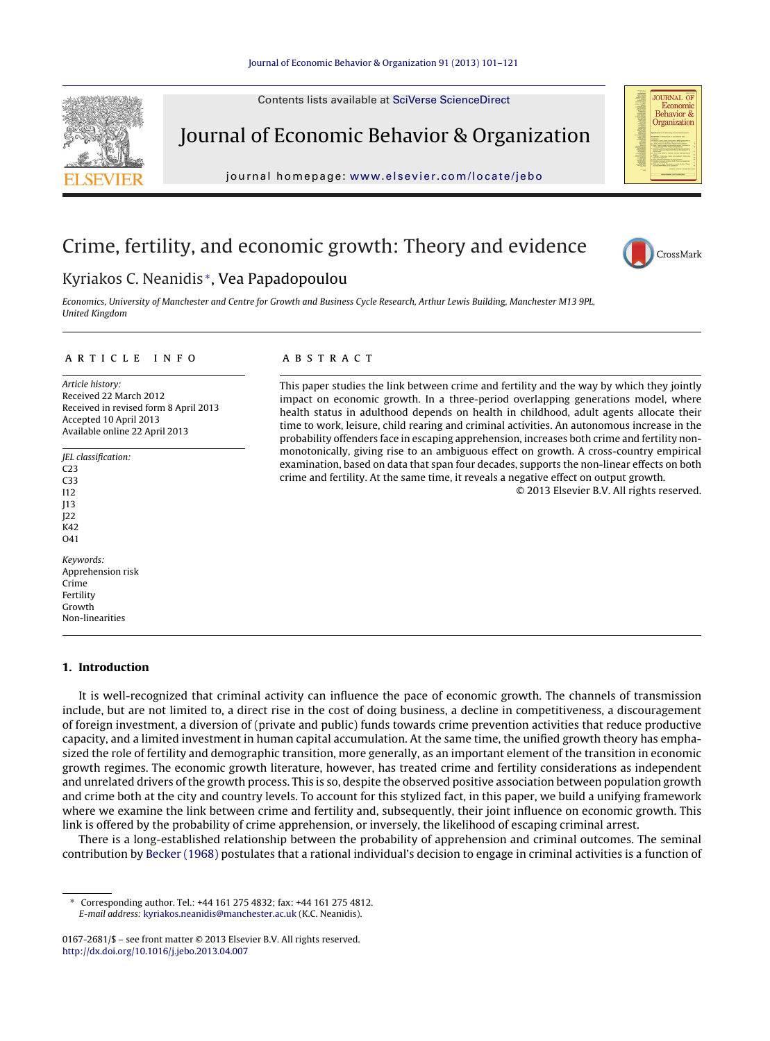# Crime, fertility, and economic growth: Theory and evidence

Kyriakos C. Neanidis*, Vea Papadopoulou

*Economics, University of Manchester and Centre for Growth and Business Cycle Research, Arthur Lewis Building, Manchester M13 9PL, United Kingdom*

**ARTICLE INFO**

*Article history:*
Received 22 March 2012
Received in revised form 8 April 2013
Accepted 10 April 2013
Available online 22 April 2013

*JEL classification:*
C23
C33
I12
J13
J22
K42
O41

*Keywords:*
Apprehension risk
Crime
Fertility
Growth
Non-linearities

**ABSTRACT**

This paper studies the link between crime and fertility and the way by which they jointly impact on economic growth. In a three-period overlapping generations model, where health status in adulthood depends on health in childhood, adult agents allocate their time to work, leisure, child rearing and criminal activities. An autonomous increase in the probability offenders face in escaping apprehension, increases both crime and fertility non-monotonically, giving rise to an ambiguous effect on growth. A cross-country empirical examination, based on data that span four decades, supports the non-linear effects on both crime and fertility. At the same time, it reveals a negative effect on output growth.

© 2013 Elsevier B.V. All rights reserved.

## 1. Introduction

It is well-recognized that criminal activity can influence the pace of economic growth. The channels of transmission include, but are not limited to, a direct rise in the cost of doing business, a decline in competitiveness, a discouragement of foreign investment, a diversion of (private and public) funds towards crime prevention activities that reduce productive capacity, and a limited investment in human capital accumulation. At the same time, the unified growth theory has emphasized the role of fertility and demographic transition, more generally, as an important element of the transition in economic growth regimes. The economic growth literature, however, has treated crime and fertility considerations as independent and unrelated drivers of the growth process. This is so, despite the observed positive association between population growth and crime both at the city and country levels. To account for this stylized fact, in this paper, we build a unifying framework where we examine the link between crime and fertility and, subsequently, their joint influence on economic growth. This link is offered by the probability of crime apprehension, or inversely, the likelihood of escaping criminal arrest.

There is a long-established relationship between the probability of apprehension and criminal outcomes. The seminal contribution by Becker (1968) postulates that a rational individual's decision to engage in criminal activities is a function of

---

* Corresponding author. Tel.: +44 161 275 4832; fax: +44 161 275 4812.
*E-mail address:* kyriakos.neanidis@manchester.ac.uk (K.C. Neanidis).

0167-2681/$ – see front matter © 2013 Elsevier B.V. All rights reserved.
http://dx.doi.org/10.1016/j.jebo.2013.04.007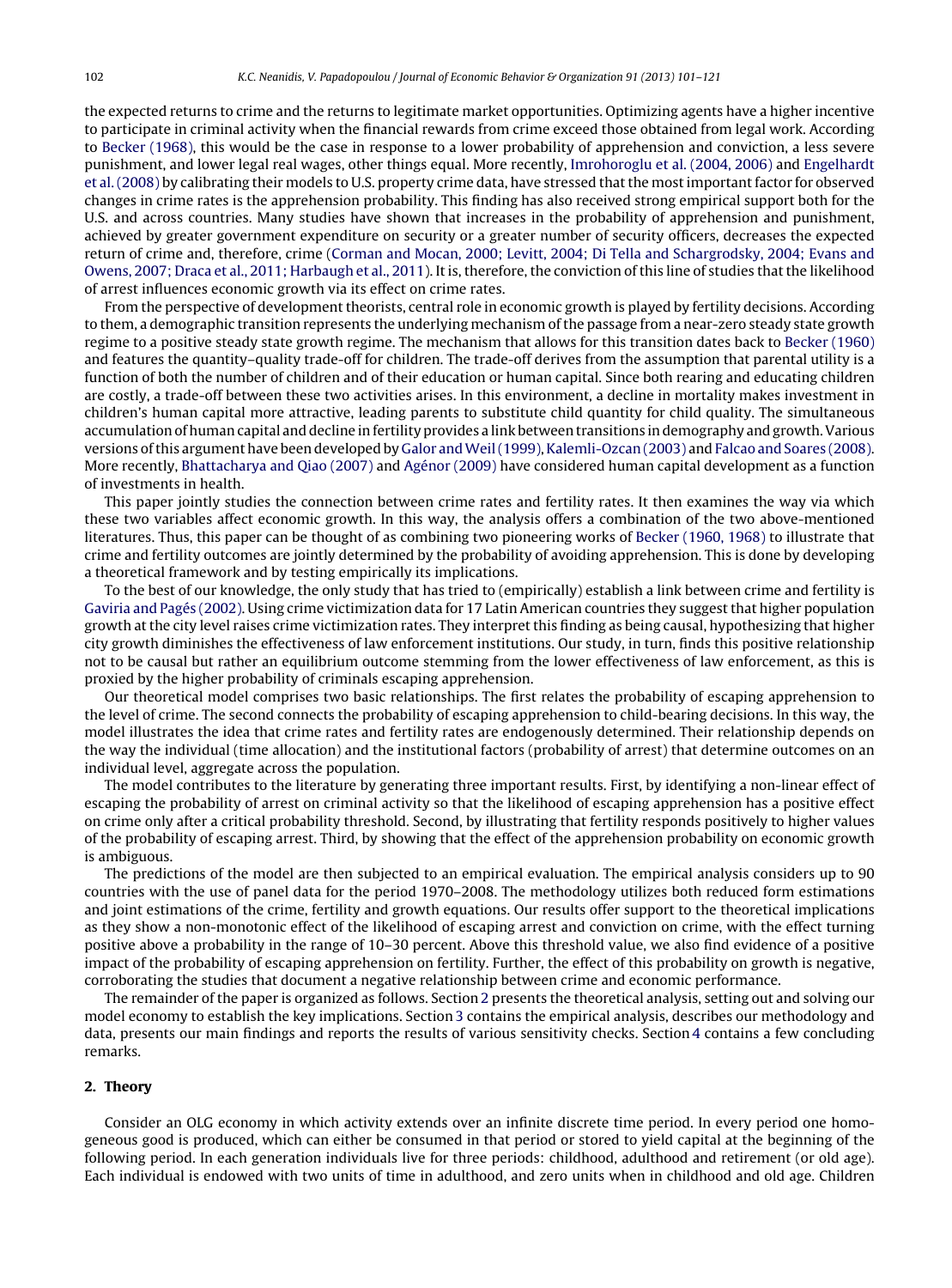the expected returns to crime and the returns to legitimate market opportunities. Optimizing agents have a higher incentive to participate in criminal activity when the financial rewards from crime exceed those obtained from legal work. According to Becker (1968), this would be the case in response to a lower probability of apprehension and conviction, a less severe punishment, and lower legal real wages, other things equal. More recently, Imrohoroglu et al. (2004, 2006) and Engelhardt et al. (2008) by calibrating their models to U.S. property crime data, have stressed that the most important factor for observed changes in crime rates is the apprehension probability. This finding has also received strong empirical support both for the U.S. and across countries. Many studies have shown that increases in the probability of apprehension and punishment, achieved by greater government expenditure on security or a greater number of security officers, decreases the expected return of crime and, therefore, crime (Corman and Mocan, 2000; Levitt, 2004; Di Tella and Schargrodsky, 2004; Evans and Owens, 2007; Draca et al., 2011; Harbaugh et al., 2011). It is, therefore, the conviction of this line of studies that the likelihood of arrest influences economic growth via its effect on crime rates.

From the perspective of development theorists, central role in economic growth is played by fertility decisions. According to them, a demographic transition represents the underlying mechanism of the passage from a near-zero steady state growth regime to a positive steady state growth regime. The mechanism that allows for this transition dates back to Becker (1960) and features the quantity–quality trade-off for children. The trade-off derives from the assumption that parental utility is a function of both the number of children and of their education or human capital. Since both rearing and educating children are costly, a trade-off between these two activities arises. In this environment, a decline in mortality makes investment in children's human capital more attractive, leading parents to substitute child quantity for child quality. The simultaneous accumulation of human capital and decline in fertility provides a link between transitions in demography and growth. Various versions of this argument have been developed by Galor and Weil (1999), Kalemli-Ozcan (2003) and Falcao and Soares (2008). More recently, Bhattacharya and Qiao (2007) and Agénor (2009) have considered human capital development as a function of investments in health.

This paper jointly studies the connection between crime rates and fertility rates. It then examines the way via which these two variables affect economic growth. In this way, the analysis offers a combination of the two above-mentioned literatures. Thus, this paper can be thought of as combining two pioneering works of Becker (1960, 1968) to illustrate that crime and fertility outcomes are jointly determined by the probability of avoiding apprehension. This is done by developing a theoretical framework and by testing empirically its implications.

To the best of our knowledge, the only study that has tried to (empirically) establish a link between crime and fertility is Gaviria and Pagés (2002). Using crime victimization data for 17 Latin American countries they suggest that higher population growth at the city level raises crime victimization rates. They interpret this finding as being causal, hypothesizing that higher city growth diminishes the effectiveness of law enforcement institutions. Our study, in turn, finds this positive relationship not to be causal but rather an equilibrium outcome stemming from the lower effectiveness of law enforcement, as this is proxied by the higher probability of criminals escaping apprehension.

Our theoretical model comprises two basic relationships. The first relates the probability of escaping apprehension to the level of crime. The second connects the probability of escaping apprehension to child-bearing decisions. In this way, the model illustrates the idea that crime rates and fertility rates are endogenously determined. Their relationship depends on the way the individual (time allocation) and the institutional factors (probability of arrest) that determine outcomes on an individual level, aggregate across the population.

The model contributes to the literature by generating three important results. First, by identifying a non-linear effect of escaping the probability of arrest on criminal activity so that the likelihood of escaping apprehension has a positive effect on crime only after a critical probability threshold. Second, by illustrating that fertility responds positively to higher values of the probability of escaping arrest. Third, by showing that the effect of the apprehension probability on economic growth is ambiguous.

The predictions of the model are then subjected to an empirical evaluation. The empirical analysis considers up to 90 countries with the use of panel data for the period 1970–2008. The methodology utilizes both reduced form estimations and joint estimations of the crime, fertility and growth equations. Our results offer support to the theoretical implications as they show a non-monotonic effect of the likelihood of escaping arrest and conviction on crime, with the effect turning positive above a probability in the range of 10–30 percent. Above this threshold value, we also find evidence of a positive impact of the probability of escaping apprehension on fertility. Further, the effect of this probability on growth is negative, corroborating the studies that document a negative relationship between crime and economic performance.

The remainder of the paper is organized as follows. Section 2 presents the theoretical analysis, setting out and solving our model economy to establish the key implications. Section 3 contains the empirical analysis, describes our methodology and data, presents our main findings and reports the results of various sensitivity checks. Section 4 contains a few concluding remarks.

## 2. Theory

Consider an OLG economy in which activity extends over an infinite discrete time period. In every period one homogeneous good is produced, which can either be consumed in that period or stored to yield capital at the beginning of the following period. In each generation individuals live for three periods: childhood, adulthood and retirement (or old age). Each individual is endowed with two units of time in adulthood, and zero units when in childhood and old age. Children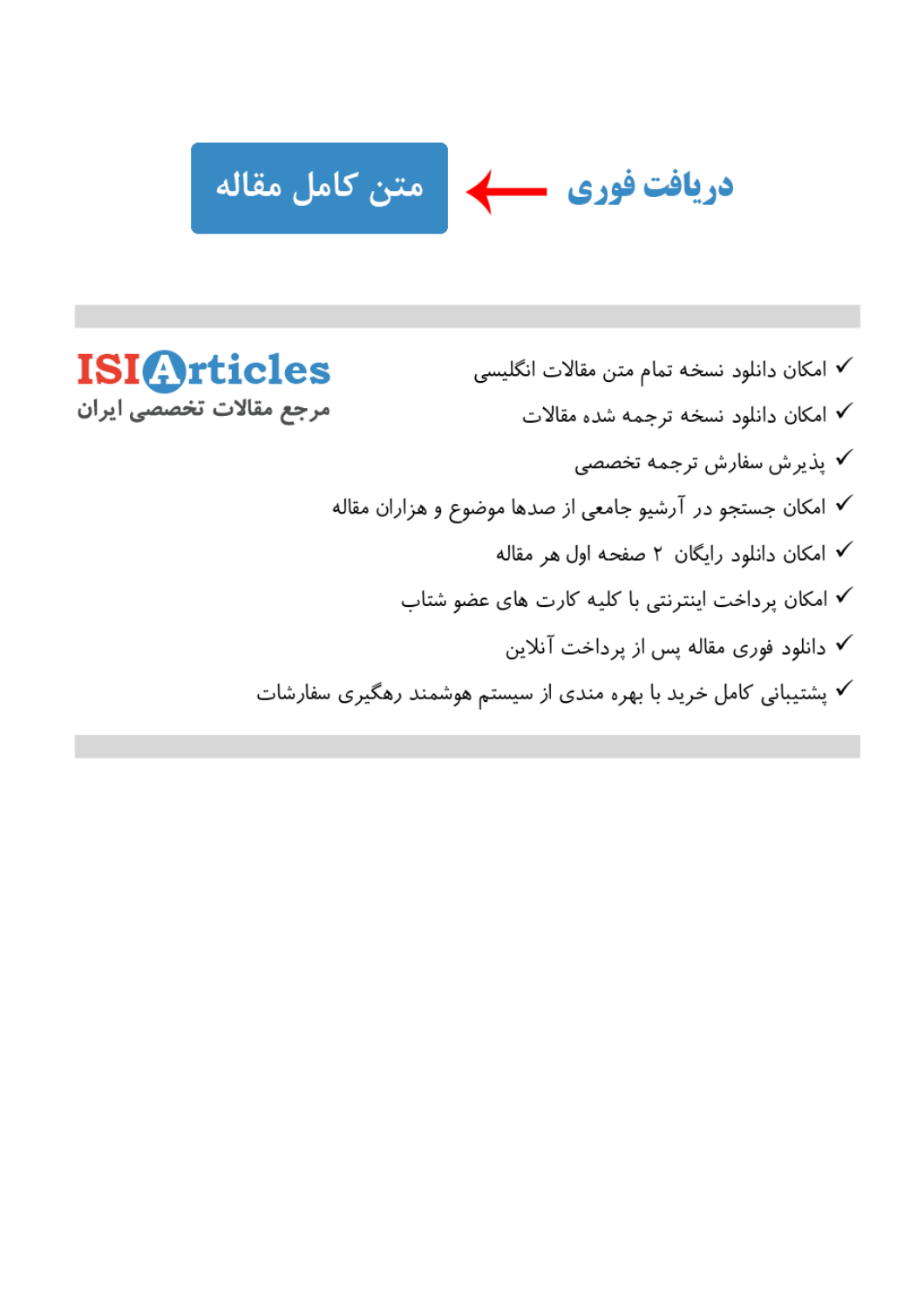دریافت فوری ← متن کامل مقاله

ISIArticles
مرجع مقالات تخصصی ایران

- ✓ امکان دانلود نسخه تمام متن مقالات انگلیسی
- ✓ امکان دانلود نسخه ترجمه شده مقالات
- ✓ پذیرش سفارش ترجمه تخصصی
- ✓ امکان جستجو در آرشیو جامعی از صدها موضوع و هزاران مقاله
- ✓ امکان دانلود رایگان ۲ صفحه اول هر مقاله
- ✓ امکان پرداخت اینترنتی با کلیه کارت های عضو شتاب
- ✓ دانلود فوری مقاله پس از پرداخت آنلاین
- ✓ پشتیبانی کامل خرید با بهره مندی از سیستم هوشمند رهگیری سفارشات